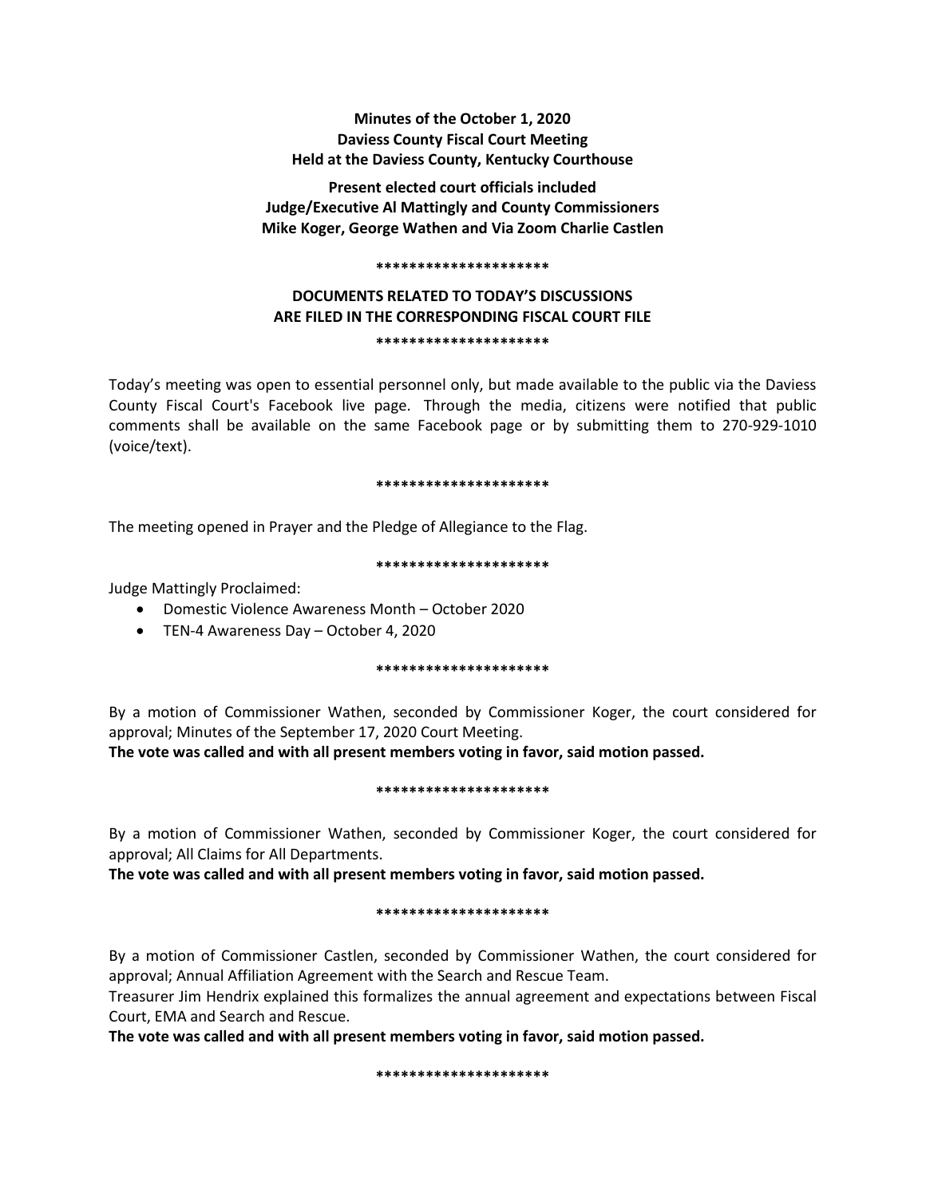**Minutes of the October 1, 2020**
**Daviess County Fiscal Court Meeting**
**Held at the Daviess County, Kentucky Courthouse**

**Present elected court officials included**
**Judge/Executive Al Mattingly and County Commissioners**
**Mike Koger, George Wathen and Via Zoom Charlie Castlen**

*********************

**DOCUMENTS RELATED TO TODAY'S DISCUSSIONS**
**ARE FILED IN THE CORRESPONDING FISCAL COURT FILE**

*********************

Today's meeting was open to essential personnel only, but made available to the public via the Daviess County Fiscal Court's Facebook live page. Through the media, citizens were notified that public comments shall be available on the same Facebook page or by submitting them to 270-929-1010 (voice/text).

*********************

The meeting opened in Prayer and the Pledge of Allegiance to the Flag.

*********************

Judge Mattingly Proclaimed:

- Domestic Violence Awareness Month – October 2020
- TEN-4 Awareness Day – October 4, 2020

*********************

By a motion of Commissioner Wathen, seconded by Commissioner Koger, the court considered for approval; Minutes of the September 17, 2020 Court Meeting.
**The vote was called and with all present members voting in favor, said motion passed.**

*********************

By a motion of Commissioner Wathen, seconded by Commissioner Koger, the court considered for approval; All Claims for All Departments.
**The vote was called and with all present members voting in favor, said motion passed.**

*********************

By a motion of Commissioner Castlen, seconded by Commissioner Wathen, the court considered for approval; Annual Affiliation Agreement with the Search and Rescue Team.
Treasurer Jim Hendrix explained this formalizes the annual agreement and expectations between Fiscal Court, EMA and Search and Rescue.
**The vote was called and with all present members voting in favor, said motion passed.**

*********************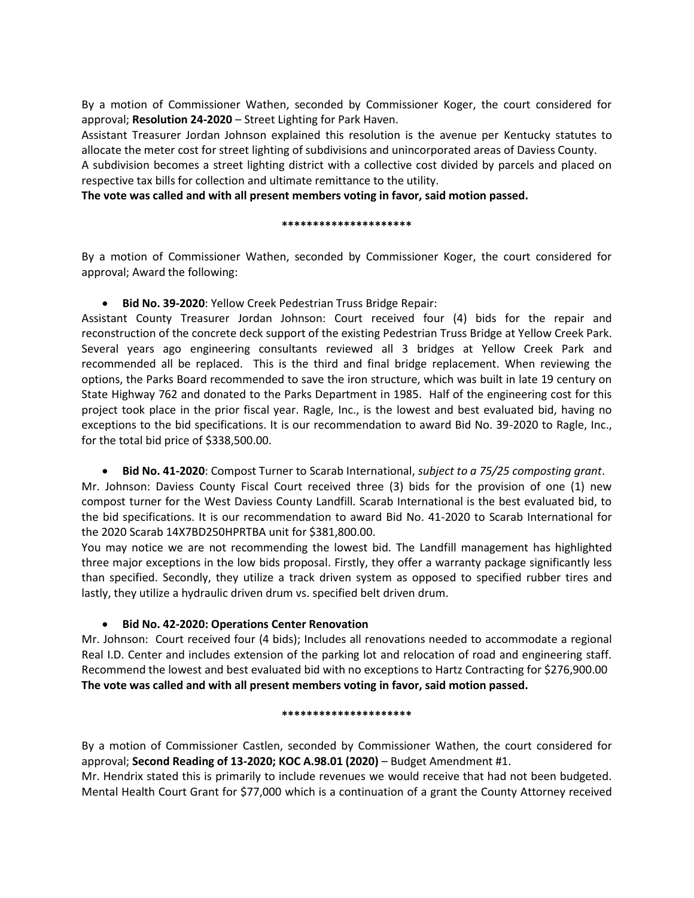By a motion of Commissioner Wathen, seconded by Commissioner Koger, the court considered for approval; **Resolution 24-2020** – Street Lighting for Park Haven.

Assistant Treasurer Jordan Johnson explained this resolution is the avenue per Kentucky statutes to allocate the meter cost for street lighting of subdivisions and unincorporated areas of Daviess County.

A subdivision becomes a street lighting district with a collective cost divided by parcels and placed on respective tax bills for collection and ultimate remittance to the utility.

**The vote was called and with all present members voting in favor, said motion passed.**

**********************

By a motion of Commissioner Wathen, seconded by Commissioner Koger, the court considered for approval; Award the following:

- **Bid No. 39-2020**: Yellow Creek Pedestrian Truss Bridge Repair:

Assistant County Treasurer Jordan Johnson: Court received four (4) bids for the repair and reconstruction of the concrete deck support of the existing Pedestrian Truss Bridge at Yellow Creek Park. Several years ago engineering consultants reviewed all 3 bridges at Yellow Creek Park and recommended all be replaced. This is the third and final bridge replacement. When reviewing the options, the Parks Board recommended to save the iron structure, which was built in late 19 century on State Highway 762 and donated to the Parks Department in 1985. Half of the engineering cost for this project took place in the prior fiscal year. Ragle, Inc., is the lowest and best evaluated bid, having no exceptions to the bid specifications. It is our recommendation to award Bid No. 39-2020 to Ragle, Inc., for the total bid price of $338,500.00.

- **Bid No. 41-2020**: Compost Turner to Scarab International, *subject to a 75/25 composting grant*.

Mr. Johnson: Daviess County Fiscal Court received three (3) bids for the provision of one (1) new compost turner for the West Daviess County Landfill. Scarab International is the best evaluated bid, to the bid specifications. It is our recommendation to award Bid No. 41-2020 to Scarab International for the 2020 Scarab 14X7BD250HPRTBA unit for $381,800.00.

You may notice we are not recommending the lowest bid. The Landfill management has highlighted three major exceptions in the low bids proposal. Firstly, they offer a warranty package significantly less than specified. Secondly, they utilize a track driven system as opposed to specified rubber tires and lastly, they utilize a hydraulic driven drum vs. specified belt driven drum.

- **Bid No. 42-2020: Operations Center Renovation**

Mr. Johnson: Court received four (4 bids); Includes all renovations needed to accommodate a regional Real I.D. Center and includes extension of the parking lot and relocation of road and engineering staff. Recommend the lowest and best evaluated bid with no exceptions to Hartz Contracting for $276,900.00

**The vote was called and with all present members voting in favor, said motion passed.**

**********************

By a motion of Commissioner Castlen, seconded by Commissioner Wathen, the court considered for approval; **Second Reading of 13-2020; KOC A.98.01 (2020)** – Budget Amendment #1.

Mr. Hendrix stated this is primarily to include revenues we would receive that had not been budgeted. Mental Health Court Grant for $77,000 which is a continuation of a grant the County Attorney received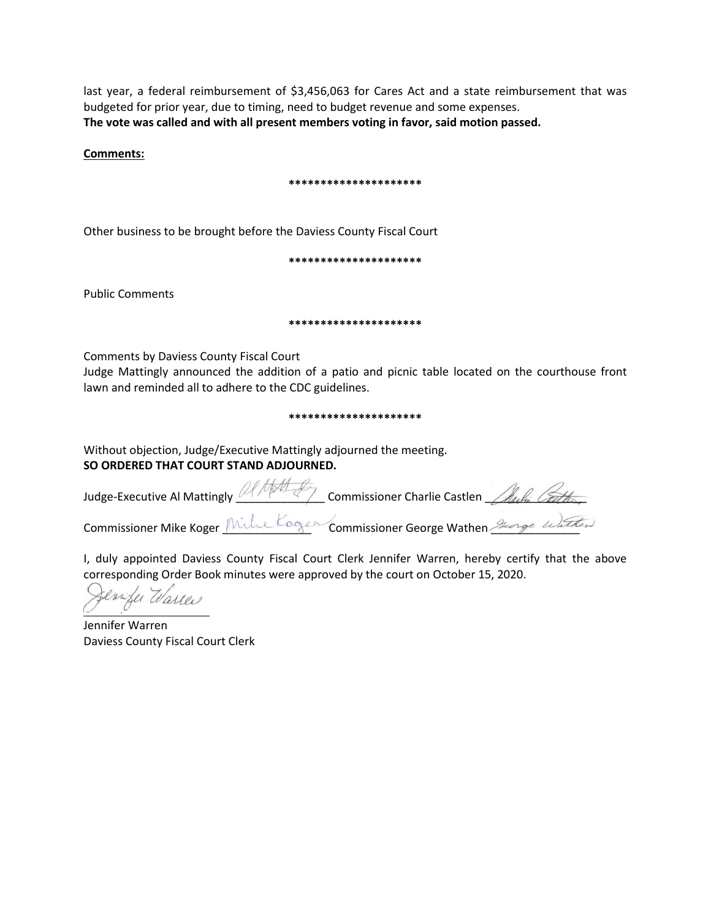last year, a federal reimbursement of $3,456,063 for Cares Act and a state reimbursement that was budgeted for prior year, due to timing, need to budget revenue and some expenses.
**The vote was called and with all present members voting in favor, said motion passed.**

**Comments:**

**********************

Other business to be brought before the Daviess County Fiscal Court

**********************

Public Comments

**********************

Comments by Daviess County Fiscal Court
Judge Mattingly announced the addition of a patio and picnic table located on the courthouse front lawn and reminded all to adhere to the CDC guidelines.

**********************

Without objection, Judge/Executive Mattingly adjourned the meeting.
**SO ORDERED THAT COURT STAND ADJOURNED.**

Judge-Executive Al Mattingly ______________ Commissioner Charlie Castlen ______________

Commissioner Mike Koger ______________ Commissioner George Wathen ______________

I, duly appointed Daviess County Fiscal Court Clerk Jennifer Warren, hereby certify that the above corresponding Order Book minutes were approved by the court on October 15, 2020.

______________________

Jennifer Warren
Daviess County Fiscal Court Clerk